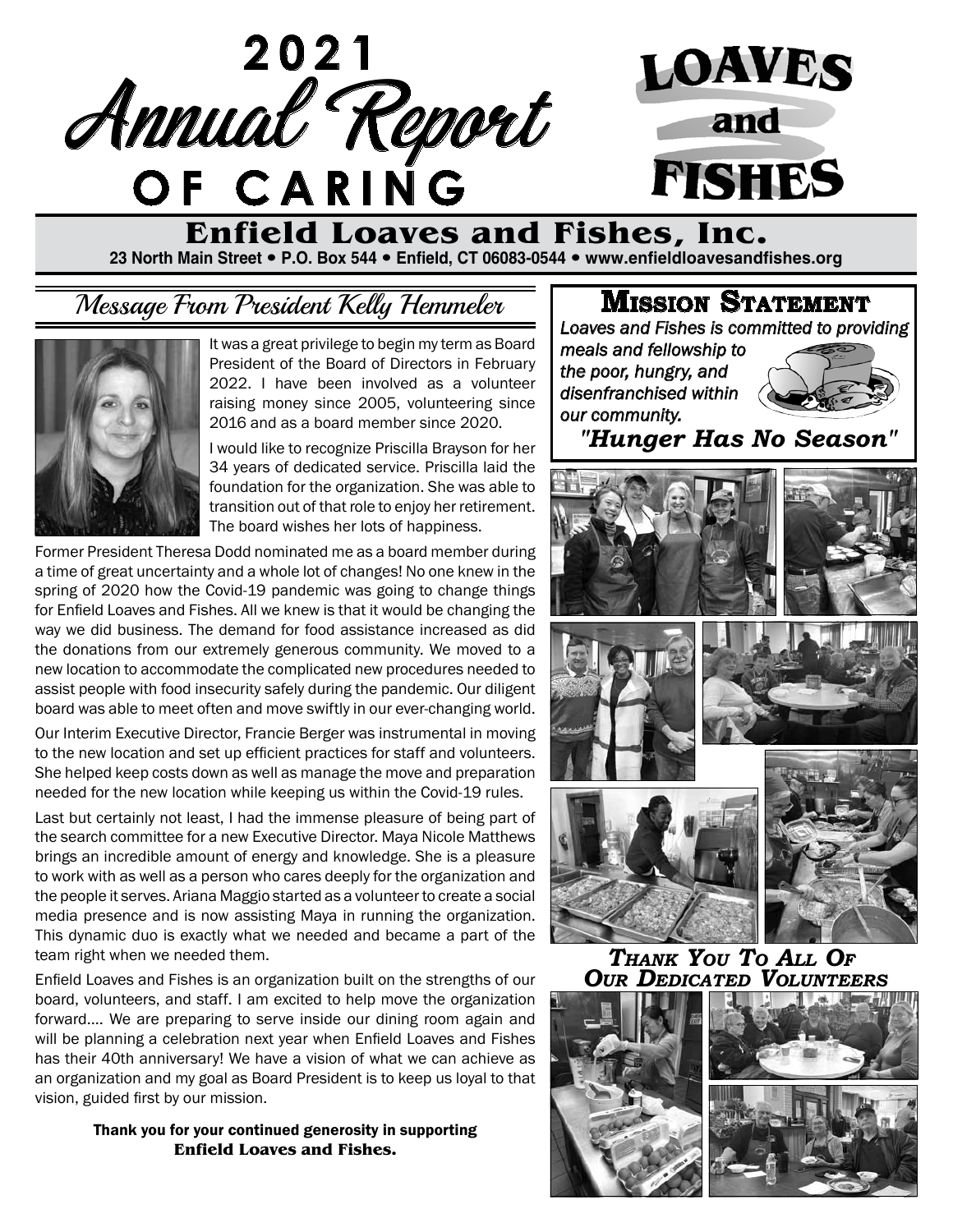# 2021 Annual Report OF CARING

LOAVES and FISHES

## Enfield Loaves and Fishes, Inc.

**23 North Main Street • P.O. Box 544 • Enfield, CT 06083-0544 • www.enfieldloavesandfishes.org**

## Message From President Kelly Hemmeler

It was a great privilege to begin my term as Board President of the Board of Directors in February 2022. I have been involved as a volunteer raising money since 2005, volunteering since 2016 and as a board member since 2020.

I would like to recognize Priscilla Brayson for her 34 years of dedicated service. Priscilla laid the foundation for the organization. She was able to transition out of that role to enjoy her retirement. The board wishes her lots of happiness.

Former President Theresa Dodd nominated me as a board member during a time of great uncertainty and a whole lot of changes! No one knew in the spring of 2020 how the Covid-19 pandemic was going to change things for Enfield Loaves and Fishes. All we knew is that it would be changing the way we did business. The demand for food assistance increased as did the donations from our extremely generous community. We moved to a new location to accommodate the complicated new procedures needed to assist people with food insecurity safely during the pandemic. Our diligent board was able to meet often and move swiftly in our ever-changing world.

Our Interim Executive Director, Francie Berger was instrumental in moving to the new location and set up efficient practices for staff and volunteers. She helped keep costs down as well as manage the move and preparation needed for the new location while keeping us within the Covid-19 rules.

Last but certainly not least, I had the immense pleasure of being part of the search committee for a new Executive Director. Maya Nicole Matthews brings an incredible amount of energy and knowledge. She is a pleasure to work with as well as a person who cares deeply for the organization and the people it serves. Ariana Maggio started as a volunteer to create a social media presence and is now assisting Maya in running the organization. This dynamic duo is exactly what we needed and became a part of the team right when we needed them.

Enfield Loaves and Fishes is an organization built on the strengths of our board, volunteers, and staff. I am excited to help move the organization forward.... We are preparing to serve inside our dining room again and will be planning a celebration next year when Enfield Loaves and Fishes has their 40th anniversary! We have a vision of what we can achieve as an organization and my goal as Board President is to keep us loyal to that vision, guided first by our mission.

**Thank you for your continued generosity in supporting Enfield Loaves and Fishes.**

## Mission Statement

*Loaves and Fishes is committed to providing meals and fellowship to the poor, hungry, and disenfranchised within our community.*

***"Hunger Has No Season"***

***Thank You To All Of Our Dedicated Volunteers***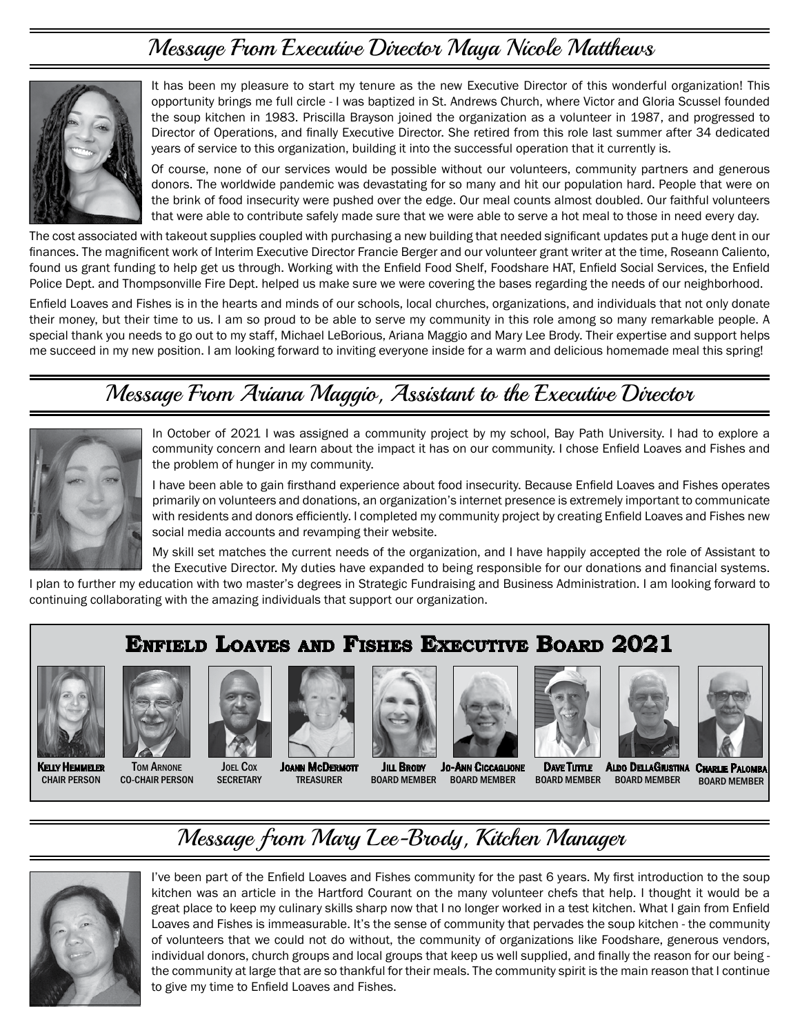## Message From Executive Director Maya Nicole Matthews

It has been my pleasure to start my tenure as the new Executive Director of this wonderful organization! This opportunity brings me full circle - I was baptized in St. Andrews Church, where Victor and Gloria Scussel founded the soup kitchen in 1983. Priscilla Brayson joined the organization as a volunteer in 1987, and progressed to Director of Operations, and finally Executive Director. She retired from this role last summer after 34 dedicated years of service to this organization, building it into the successful operation that it currently is.

Of course, none of our services would be possible without our volunteers, community partners and generous donors. The worldwide pandemic was devastating for so many and hit our population hard. People that were on the brink of food insecurity were pushed over the edge. Our meal counts almost doubled. Our faithful volunteers that were able to contribute safely made sure that we were able to serve a hot meal to those in need every day.

The cost associated with takeout supplies coupled with purchasing a new building that needed significant updates put a huge dent in our finances. The magnificent work of Interim Executive Director Francie Berger and our volunteer grant writer at the time, Roseann Caliento, found us grant funding to help get us through. Working with the Enfield Food Shelf, Foodshare HAT, Enfield Social Services, the Enfield Police Dept. and Thompsonville Fire Dept. helped us make sure we were covering the bases regarding the needs of our neighborhood.

Enfield Loaves and Fishes is in the hearts and minds of our schools, local churches, organizations, and individuals that not only donate their money, but their time to us. I am so proud to be able to serve my community in this role among so many remarkable people. A special thank you needs to go out to my staff, Michael LeBorious, Ariana Maggio and Mary Lee Brody. Their expertise and support helps me succeed in my new position. I am looking forward to inviting everyone inside for a warm and delicious homemade meal this spring!

## Message From Ariana Maggio, Assistant to the Executive Director

In October of 2021 I was assigned a community project by my school, Bay Path University. I had to explore a community concern and learn about the impact it has on our community. I chose Enfield Loaves and Fishes and the problem of hunger in my community.

I have been able to gain firsthand experience about food insecurity. Because Enfield Loaves and Fishes operates primarily on volunteers and donations, an organization's internet presence is extremely important to communicate with residents and donors efficiently. I completed my community project by creating Enfield Loaves and Fishes new social media accounts and revamping their website.

My skill set matches the current needs of the organization, and I have happily accepted the role of Assistant to the Executive Director. My duties have expanded to being responsible for our donations and financial systems. I plan to further my education with two master's degrees in Strategic Fundraising and Business Administration. I am looking forward to continuing collaborating with the amazing individuals that support our organization.

## Enfield Loaves and Fishes Executive Board 2021

- **Kelly Hemmeler** – Chair Person
- **Tom Arnone** – Co-Chair Person
- **Joel Cox** – Secretary
- **Joann McDermott** – Treasurer
- **Jill Brody** – Board Member
- **Jo-Ann Ciccaglione** – Board Member
- **Dave Tuttle** – Board Member
- **Aldo DellaGiustina** – Board Member
- **Charlie Palomba** – Board Member

## Message from Mary Lee-Brody, Kitchen Manager

I've been part of the Enfield Loaves and Fishes community for the past 6 years. My first introduction to the soup kitchen was an article in the Hartford Courant on the many volunteer chefs that help. I thought it would be a great place to keep my culinary skills sharp now that I no longer worked in a test kitchen. What I gain from Enfield Loaves and Fishes is immeasurable. It's the sense of community that pervades the soup kitchen - the community of volunteers that we could not do without, the community of organizations like Foodshare, generous vendors, individual donors, church groups and local groups that keep us well supplied, and finally the reason for our being - the community at large that are so thankful for their meals. The community spirit is the main reason that I continue to give my time to Enfield Loaves and Fishes.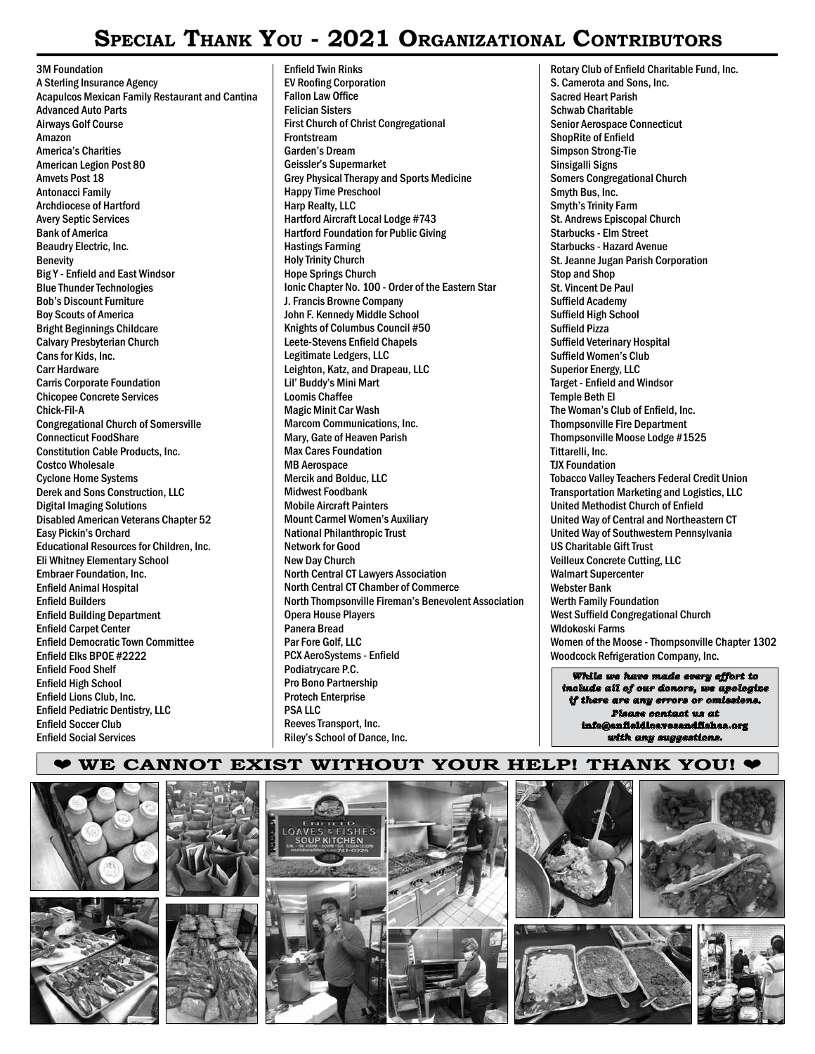# Special Thank You - 2021 Organizational Contributors

3M Foundation
A Sterling Insurance Agency
Acapulcos Mexican Family Restaurant and Cantina
Advanced Auto Parts
Airways Golf Course
Amazon
America's Charities
American Legion Post 80
Amvets Post 18
Antonacci Family
Archdiocese of Hartford
Avery Septic Services
Bank of America
Beaudry Electric, Inc.
Benevity
Big Y - Enfield and East Windsor
Blue Thunder Technologies
Bob's Discount Furniture
Boy Scouts of America
Bright Beginnings Childcare
Calvary Presbyterian Church
Cans for Kids, Inc.
Carr Hardware
Carris Corporate Foundation
Chicopee Concrete Services
Chick-Fil-A
Congregational Church of Somersville
Connecticut FoodShare
Constitution Cable Products, Inc.
Costco Wholesale
Cyclone Home Systems
Derek and Sons Construction, LLC
Digital Imaging Solutions
Disabled American Veterans Chapter 52
Easy Pickin's Orchard
Educational Resources for Children, Inc.
Eli Whitney Elementary School
Embraer Foundation, Inc.
Enfield Animal Hospital
Enfield Builders
Enfield Building Department
Enfield Carpet Center
Enfield Democratic Town Committee
Enfield Elks BPOE #2222
Enfield Food Shelf
Enfield High School
Enfield Lions Club, Inc.
Enfield Pediatric Dentistry, LLC
Enfield Soccer Club
Enfield Social Services
Enfield Twin Rinks
EV Roofing Corporation
Fallon Law Office
Felician Sisters
First Church of Christ Congregational
Frontstream
Garden's Dream
Geissler's Supermarket
Grey Physical Therapy and Sports Medicine
Happy Time Preschool
Harp Realty, LLC
Hartford Aircraft Local Lodge #743
Hartford Foundation for Public Giving
Hastings Farming
Holy Trinity Church
Hope Springs Church
Ionic Chapter No. 100 - Order of the Eastern Star
J. Francis Browne Company
John F. Kennedy Middle School
Knights of Columbus Council #50
Leete-Stevens Enfield Chapels
Legitimate Ledgers, LLC
Leighton, Katz, and Drapeau, LLC
Lil' Buddy's Mini Mart
Loomis Chaffee
Magic Minit Car Wash
Marcom Communications, Inc.
Mary, Gate of Heaven Parish
Max Cares Foundation
MB Aerospace
Mercik and Bolduc, LLC
Midwest Foodbank
Mobile Aircraft Painters
Mount Carmel Women's Auxiliary
National Philanthropic Trust
Network for Good
New Day Church
North Central CT Lawyers Association
North Central CT Chamber of Commerce
North Thompsonville Fireman's Benevolent Association
Opera House Players
Panera Bread
Par Fore Golf, LLC
PCX AeroSystems - Enfield
Podiatrycare P.C.
Pro Bono Partnership
Protech Enterprise
PSA LLC
Reeves Transport, Inc.
Riley's School of Dance, Inc.
Rotary Club of Enfield Charitable Fund, Inc.
S. Camerota and Sons, Inc.
Sacred Heart Parish
Schwab Charitable
Senior Aerospace Connecticut
ShopRite of Enfield
Simpson Strong-Tie
Sinsigalli Signs
Somers Congregational Church
Smyth Bus, Inc.
Smyth's Trinity Farm
St. Andrews Episcopal Church
Starbucks - Elm Street
Starbucks - Hazard Avenue
St. Jeanne Jugan Parish Corporation
Stop and Shop
St. Vincent De Paul
Suffield Academy
Suffield High School
Suffield Pizza
Suffield Veterinary Hospital
Suffield Women's Club
Superior Energy, LLC
Target - Enfield and Windsor
Temple Beth El
The Woman's Club of Enfield, Inc.
Thompsonville Fire Department
Thompsonville Moose Lodge #1525
Tittarelli, Inc.
TJX Foundation
Tobacco Valley Teachers Federal Credit Union
Transportation Marketing and Logistics, LLC
United Methodist Church of Enfield
United Way of Central and Northeastern CT
United Way of Southwestern Pennsylvania
US Charitable Gift Trust
Veilleux Concrete Cutting, LLC
Walmart Supercenter
Webster Bank
Werth Family Foundation
West Suffield Congregational Church
Wldokoski Farms
Women of the Moose - Thompsonville Chapter 1302
Woodcock Refrigeration Company, Inc.

*While we have made every effort to include all of our donors, we apologize if there are any errors or omissions. Please contact us at info@enfieldloavesandfishes.org with any suggestions.*

## ❤ WE CANNOT EXIST WITHOUT YOUR HELP! THANK YOU! ❤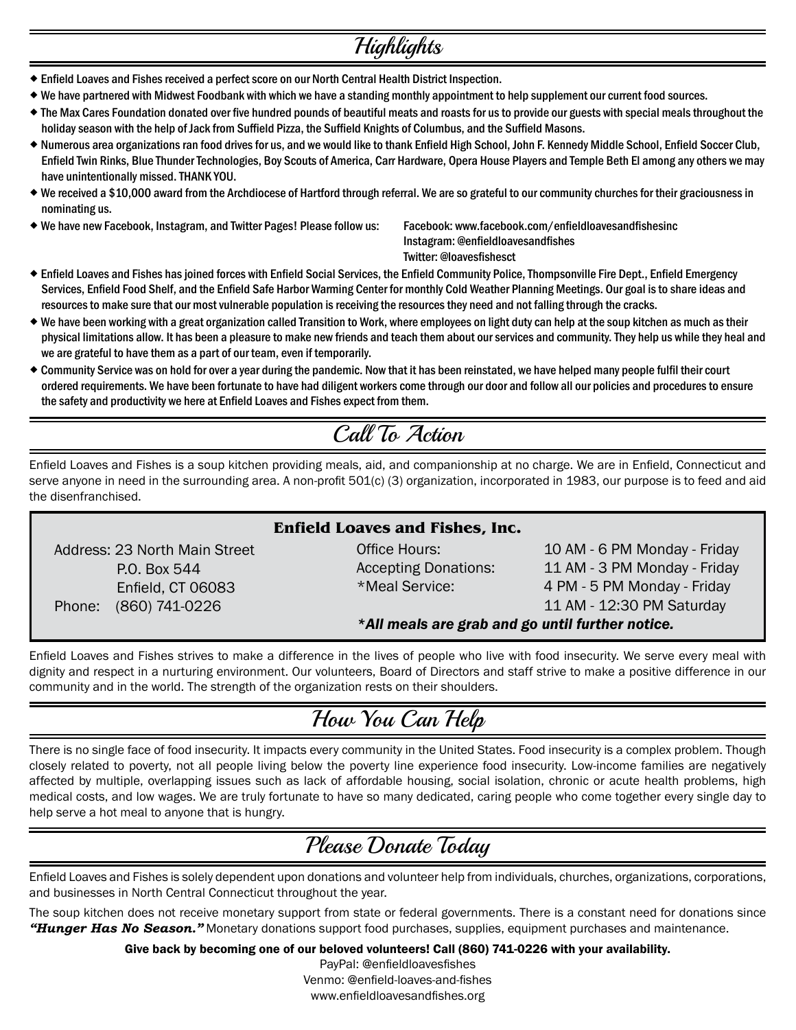## Highlights

- Enfield Loaves and Fishes received a perfect score on our North Central Health District Inspection.
- We have partnered with Midwest Foodbank with which we have a standing monthly appointment to help supplement our current food sources.
- The Max Cares Foundation donated over five hundred pounds of beautiful meats and roasts for us to provide our guests with special meals throughout the holiday season with the help of Jack from Suffield Pizza, the Suffield Knights of Columbus, and the Suffield Masons.
- Numerous area organizations ran food drives for us, and we would like to thank Enfield High School, John F. Kennedy Middle School, Enfield Soccer Club, Enfield Twin Rinks, Blue Thunder Technologies, Boy Scouts of America, Carr Hardware, Opera House Players and Temple Beth El among any others we may have unintentionally missed. THANK YOU.
- We received a $10,000 award from the Archdiocese of Hartford through referral. We are so grateful to our community churches for their graciousness in nominating us.
- We have new Facebook, Instagram, and Twitter Pages! Please follow us:
  Facebook: www.facebook.com/enfieldloavesandfishesinc
  Instagram: @enfieldloavesandfishes
  Twitter: @loavesfishesct
- Enfield Loaves and Fishes has joined forces with Enfield Social Services, the Enfield Community Police, Thompsonville Fire Dept., Enfield Emergency Services, Enfield Food Shelf, and the Enfield Safe Harbor Warming Center for monthly Cold Weather Planning Meetings. Our goal is to share ideas and resources to make sure that our most vulnerable population is receiving the resources they need and not falling through the cracks.
- We have been working with a great organization called Transition to Work, where employees on light duty can help at the soup kitchen as much as their physical limitations allow. It has been a pleasure to make new friends and teach them about our services and community. They help us while they heal and we are grateful to have them as a part of our team, even if temporarily.
- Community Service was on hold for over a year during the pandemic. Now that it has been reinstated, we have helped many people fulfil their court ordered requirements. We have been fortunate to have had diligent workers come through our door and follow all our policies and procedures to ensure the safety and productivity we here at Enfield Loaves and Fishes expect from them.

## Call To Action

Enfield Loaves and Fishes is a soup kitchen providing meals, aid, and companionship at no charge. We are in Enfield, Connecticut and serve anyone in need in the surrounding area. A non-profit 501(c) (3) organization, incorporated in 1983, our purpose is to feed and aid the disenfranchised.

**Enfield Loaves and Fishes, Inc.**

Address: 23 North Main Street
P.O. Box 544
Enfield, CT 06083
Phone: (860) 741-0226

| | |
|---|---|
| Office Hours: | 10 AM - 6 PM Monday - Friday |
| Accepting Donations: | 11 AM - 3 PM Monday - Friday |
| *Meal Service: | 4 PM - 5 PM Monday - Friday |
| | 11 AM - 12:30 PM Saturday |

***All meals are grab and go until further notice.***

Enfield Loaves and Fishes strives to make a difference in the lives of people who live with food insecurity. We serve every meal with dignity and respect in a nurturing environment. Our volunteers, Board of Directors and staff strive to make a positive difference in our community and in the world. The strength of the organization rests on their shoulders.

## How You Can Help

There is no single face of food insecurity. It impacts every community in the United States. Food insecurity is a complex problem. Though closely related to poverty, not all people living below the poverty line experience food insecurity. Low-income families are negatively affected by multiple, overlapping issues such as lack of affordable housing, social isolation, chronic or acute health problems, high medical costs, and low wages. We are truly fortunate to have so many dedicated, caring people who come together every single day to help serve a hot meal to anyone that is hungry.

## Please Donate Today

Enfield Loaves and Fishes is solely dependent upon donations and volunteer help from individuals, churches, organizations, corporations, and businesses in North Central Connecticut throughout the year.

The soup kitchen does not receive monetary support from state or federal governments. There is a constant need for donations since ***"Hunger Has No Season."*** Monetary donations support food purchases, supplies, equipment purchases and maintenance.

**Give back by becoming one of our beloved volunteers! Call (860) 741-0226 with your availability.**

PayPal: @enfieldloavesfishes
Venmo: @enfield-loaves-and-fishes
www.enfieldloavesandfishes.org